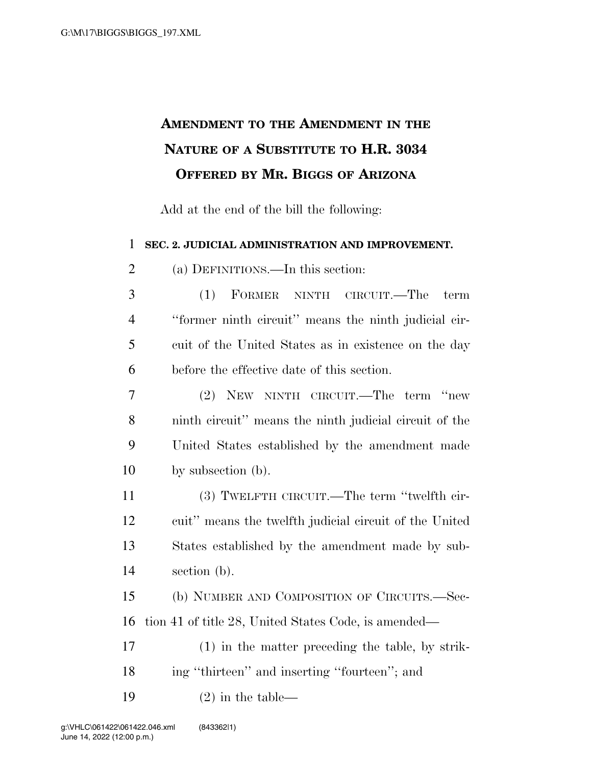# Amendment to the Amendment in the Nature of a Substitute to H.R. 3034 Offered by Mr. Biggs of Arizona

Add at the end of the bill the following:

**SEC. 2. JUDICIAL ADMINISTRATION AND IMPROVEMENT.**

(a) DEFINITIONS.—In this section:

(1) FORMER NINTH CIRCUIT.—The term "former ninth circuit" means the ninth judicial circuit of the United States as in existence on the day before the effective date of this section.

(2) NEW NINTH CIRCUIT.—The term "new ninth circuit" means the ninth judicial circuit of the United States established by the amendment made by subsection (b).

(3) TWELFTH CIRCUIT.—The term "twelfth circuit" means the twelfth judicial circuit of the United States established by the amendment made by subsection (b).

(b) NUMBER AND COMPOSITION OF CIRCUITS.—Section 41 of title 28, United States Code, is amended—

(1) in the matter preceding the table, by striking "thirteen" and inserting "fourteen"; and

(2) in the table—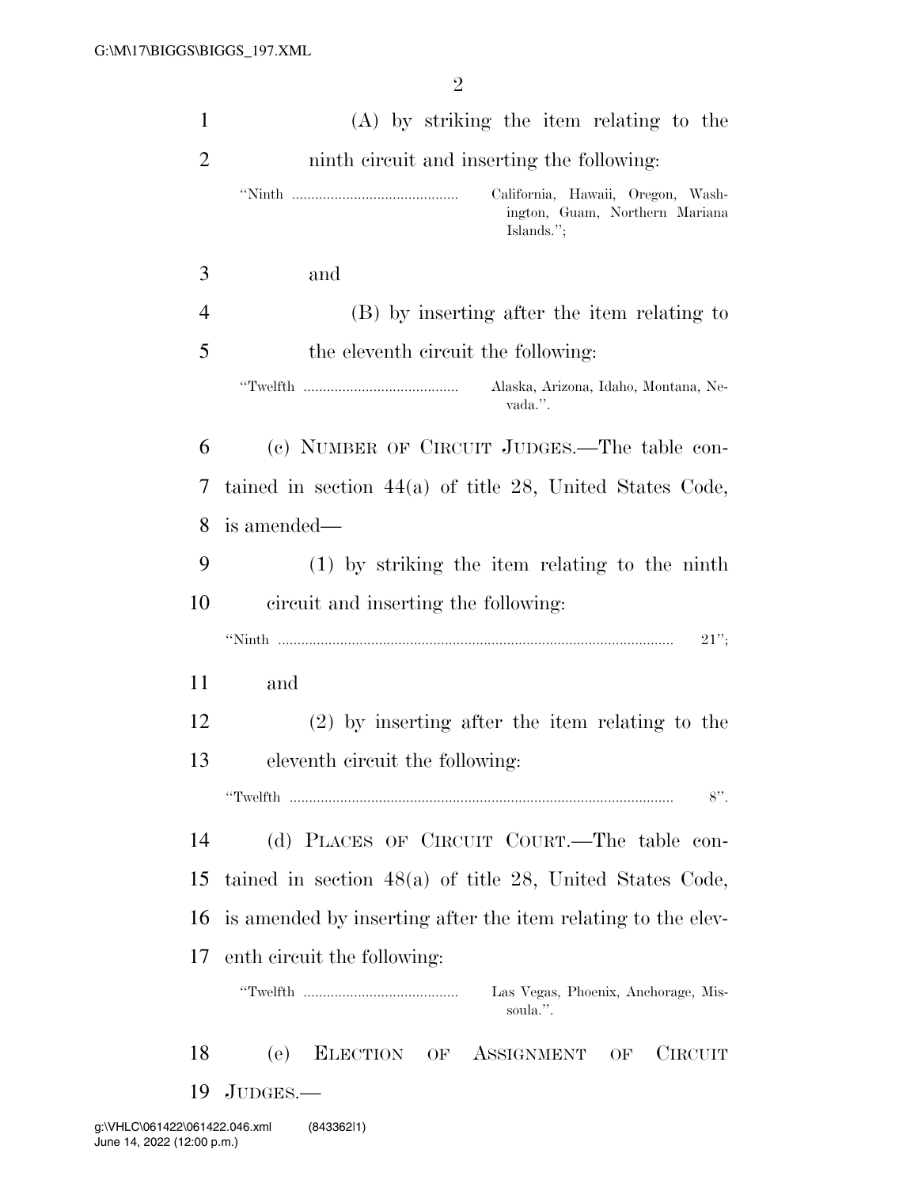(A) by striking the item relating to the ninth circuit and inserting the following:

“Ninth .......................................... California, Hawaii, Oregon, Washington, Guam, Northern Mariana Islands.”;

and

(B) by inserting after the item relating to the eleventh circuit the following:

“Twelfth ....................................... Alaska, Arizona, Idaho, Montana, Nevada.”.

(c) NUMBER OF CIRCUIT JUDGES.—The table contained in section 44(a) of title 28, United States Code, is amended—

(1) by striking the item relating to the ninth circuit and inserting the following:

“Ninth ..................................................................................................... 21”;

and

(2) by inserting after the item relating to the eleventh circuit the following:

“Twelfth .................................................................................................. 8”.

(d) PLACES OF CIRCUIT COURT.—The table contained in section 48(a) of title 28, United States Code, is amended by inserting after the item relating to the eleventh circuit the following:

“Twelfth ....................................... Las Vegas, Phoenix, Anchorage, Missoula.”.

(e) ELECTION OF ASSIGNMENT OF CIRCUIT JUDGES.—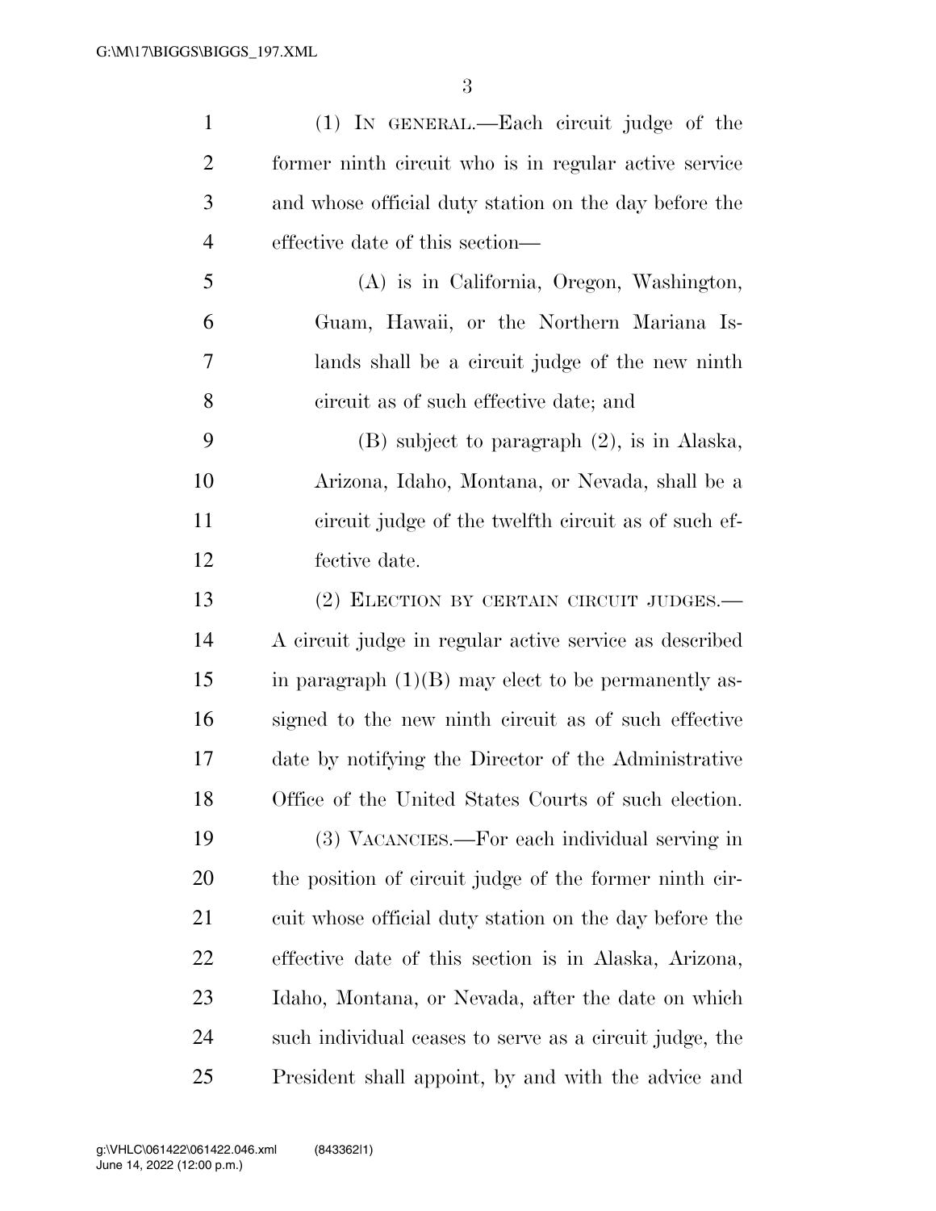(1) IN GENERAL.—Each circuit judge of the former ninth circuit who is in regular active service and whose official duty station on the day before the effective date of this section—

(A) is in California, Oregon, Washington, Guam, Hawaii, or the Northern Mariana Islands shall be a circuit judge of the new ninth circuit as of such effective date; and

(B) subject to paragraph (2), is in Alaska, Arizona, Idaho, Montana, or Nevada, shall be a circuit judge of the twelfth circuit as of such effective date.

(2) ELECTION BY CERTAIN CIRCUIT JUDGES.—A circuit judge in regular active service as described in paragraph (1)(B) may elect to be permanently assigned to the new ninth circuit as of such effective date by notifying the Director of the Administrative Office of the United States Courts of such election.

(3) VACANCIES.—For each individual serving in the position of circuit judge of the former ninth circuit whose official duty station on the day before the effective date of this section is in Alaska, Arizona, Idaho, Montana, or Nevada, after the date on which such individual ceases to serve as a circuit judge, the President shall appoint, by and with the advice and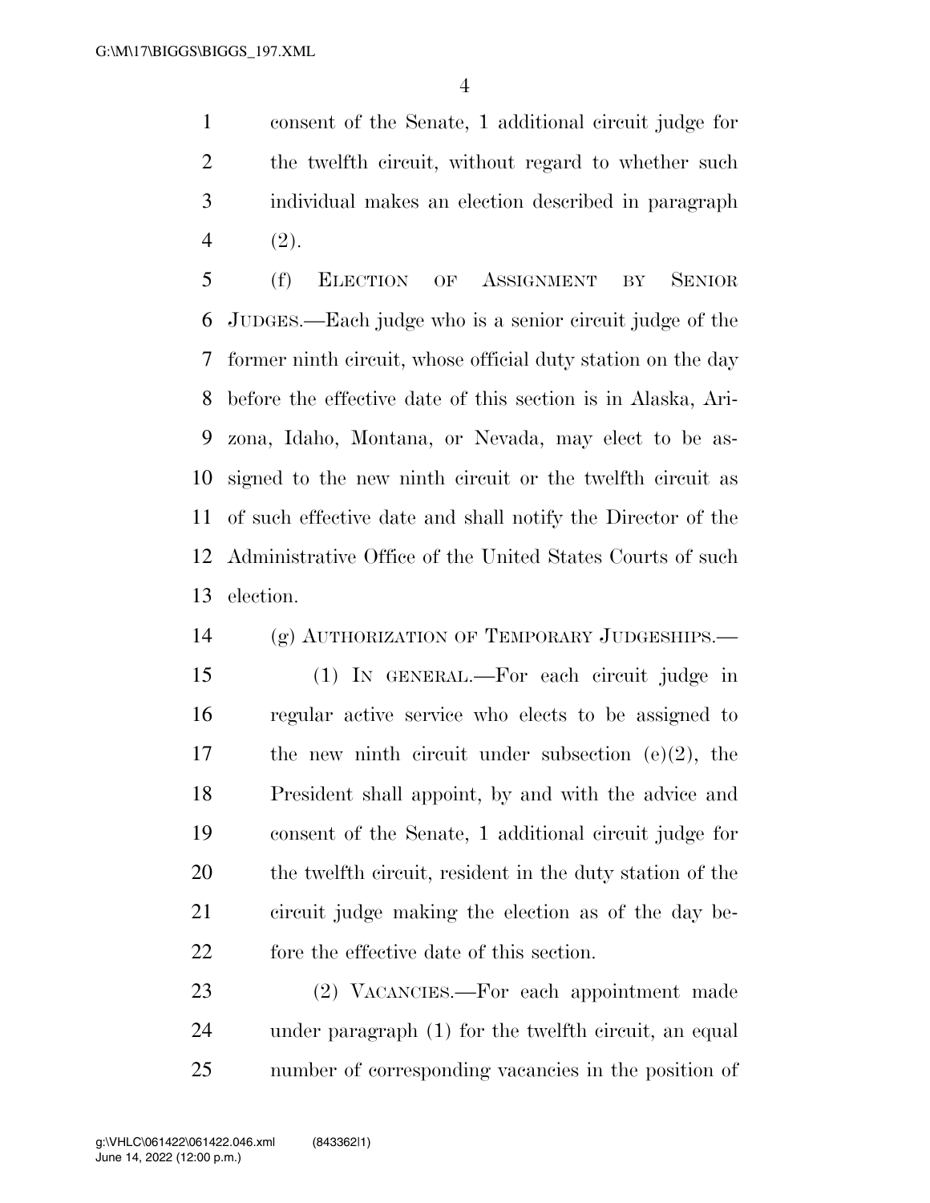consent of the Senate, 1 additional circuit judge for the twelfth circuit, without regard to whether such individual makes an election described in paragraph (2).

(f) ELECTION OF ASSIGNMENT BY SENIOR JUDGES.—Each judge who is a senior circuit judge of the former ninth circuit, whose official duty station on the day before the effective date of this section is in Alaska, Arizona, Idaho, Montana, or Nevada, may elect to be assigned to the new ninth circuit or the twelfth circuit as of such effective date and shall notify the Director of the Administrative Office of the United States Courts of such election.

(g) AUTHORIZATION OF TEMPORARY JUDGESHIPS.—

(1) IN GENERAL.—For each circuit judge in regular active service who elects to be assigned to the new ninth circuit under subsection (e)(2), the President shall appoint, by and with the advice and consent of the Senate, 1 additional circuit judge for the twelfth circuit, resident in the duty station of the circuit judge making the election as of the day before the effective date of this section.

(2) VACANCIES.—For each appointment made under paragraph (1) for the twelfth circuit, an equal number of corresponding vacancies in the position of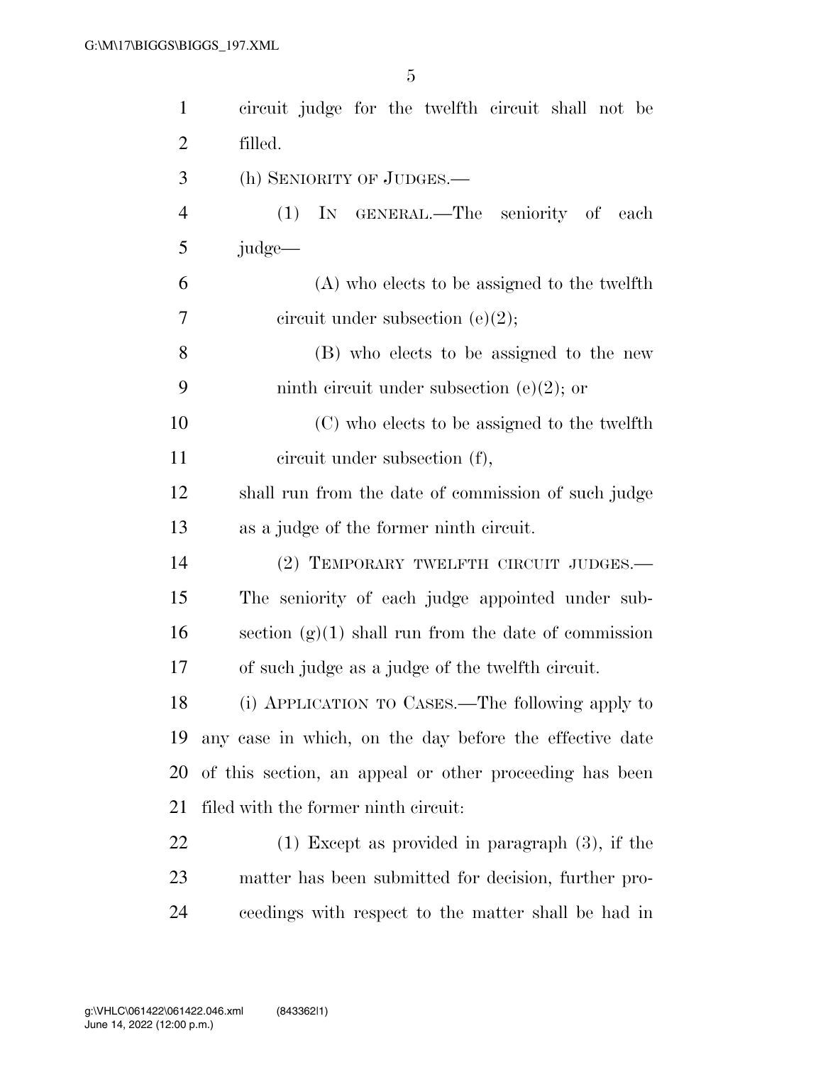circuit judge for the twelfth circuit shall not be filled.

(h) SENIORITY OF JUDGES.—

(1) IN GENERAL.—The seniority of each judge—

(A) who elects to be assigned to the twelfth circuit under subsection (e)(2);

(B) who elects to be assigned to the new ninth circuit under subsection (e)(2); or

(C) who elects to be assigned to the twelfth circuit under subsection (f),

shall run from the date of commission of such judge as a judge of the former ninth circuit.

(2) TEMPORARY TWELFTH CIRCUIT JUDGES.—The seniority of each judge appointed under subsection (g)(1) shall run from the date of commission of such judge as a judge of the twelfth circuit.

(i) APPLICATION TO CASES.—The following apply to any case in which, on the day before the effective date of this section, an appeal or other proceeding has been filed with the former ninth circuit:

(1) Except as provided in paragraph (3), if the matter has been submitted for decision, further proceedings with respect to the matter shall be had in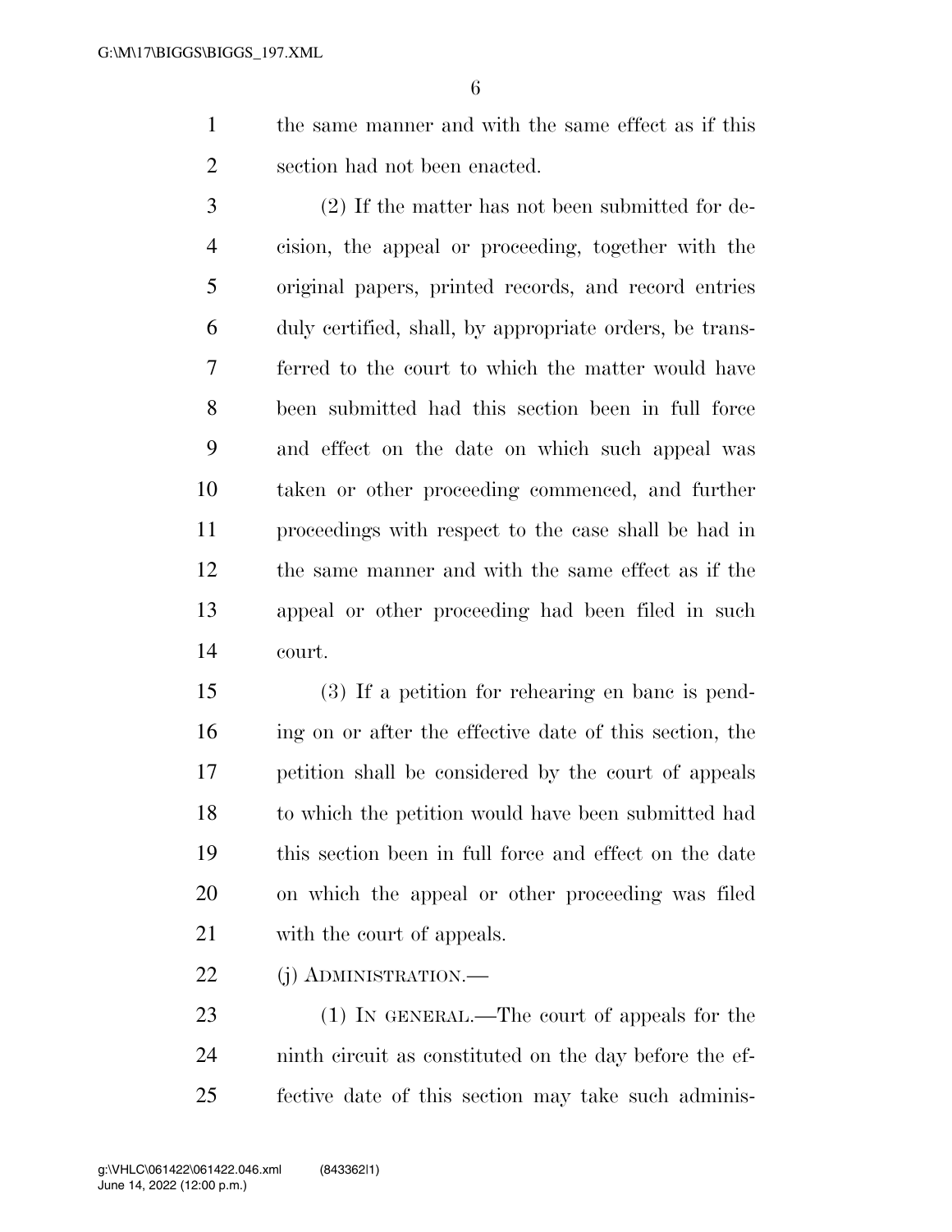the same manner and with the same effect as if this section had not been enacted.

(2) If the matter has not been submitted for decision, the appeal or proceeding, together with the original papers, printed records, and record entries duly certified, shall, by appropriate orders, be transferred to the court to which the matter would have been submitted had this section been in full force and effect on the date on which such appeal was taken or other proceeding commenced, and further proceedings with respect to the case shall be had in the same manner and with the same effect as if the appeal or other proceeding had been filed in such court.

(3) If a petition for rehearing en banc is pending on or after the effective date of this section, the petition shall be considered by the court of appeals to which the petition would have been submitted had this section been in full force and effect on the date on which the appeal or other proceeding was filed with the court of appeals.

(j) ADMINISTRATION.—

(1) IN GENERAL.—The court of appeals for the ninth circuit as constituted on the day before the effective date of this section may take such adminis-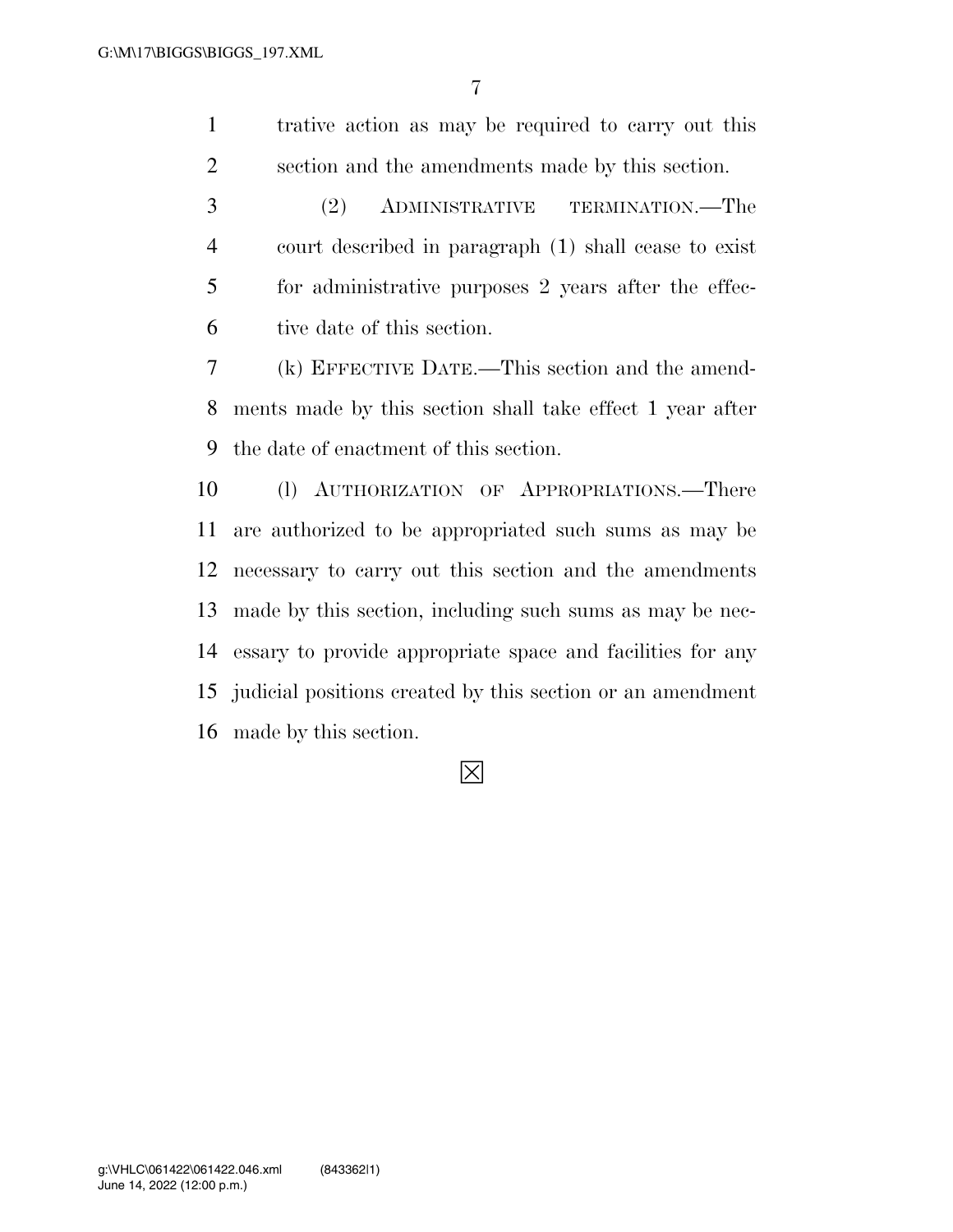trative action as may be required to carry out this section and the amendments made by this section.

(2) ADMINISTRATIVE TERMINATION.—The court described in paragraph (1) shall cease to exist for administrative purposes 2 years after the effective date of this section.

(k) EFFECTIVE DATE.—This section and the amendments made by this section shall take effect 1 year after the date of enactment of this section.

(l) AUTHORIZATION OF APPROPRIATIONS.—There are authorized to be appropriated such sums as may be necessary to carry out this section and the amendments made by this section, including such sums as may be necessary to provide appropriate space and facilities for any judicial positions created by this section or an amendment made by this section.